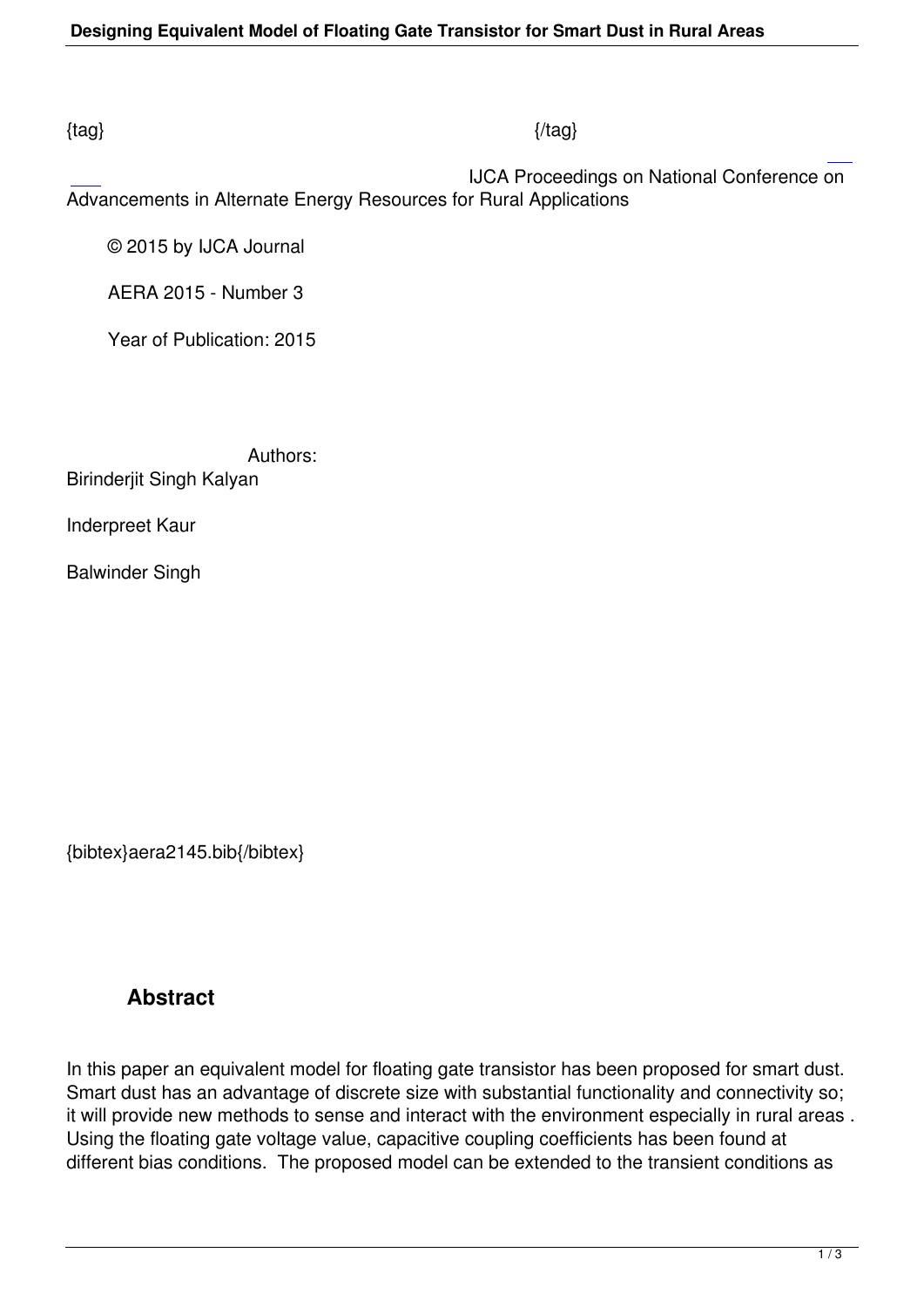{tag} {/tag}

IJCA Proceedings on National Conference on Advancements in Alternate Energy Resources for Rural Applications

© 2015 by IJCA Journal

AERA 2015 - Number 3

Year of Publication: 2015

Authors:

Birinderjit Singh Kalyan

Inderpreet Kaur

Balwinder Singh

{bibtex}aera2145.bib{/bibtex}

## Abstract

In this paper an equivalent model for floating gate transistor has been proposed for smart dust. Smart dust has an advantage of discrete size with substantial functionality and connectivity so; it will provide new methods to sense and interact with the environment especially in rural areas . Using the floating gate voltage value, capacitive coupling coefficients has been found at different bias conditions. The proposed model can be extended to the transient conditions as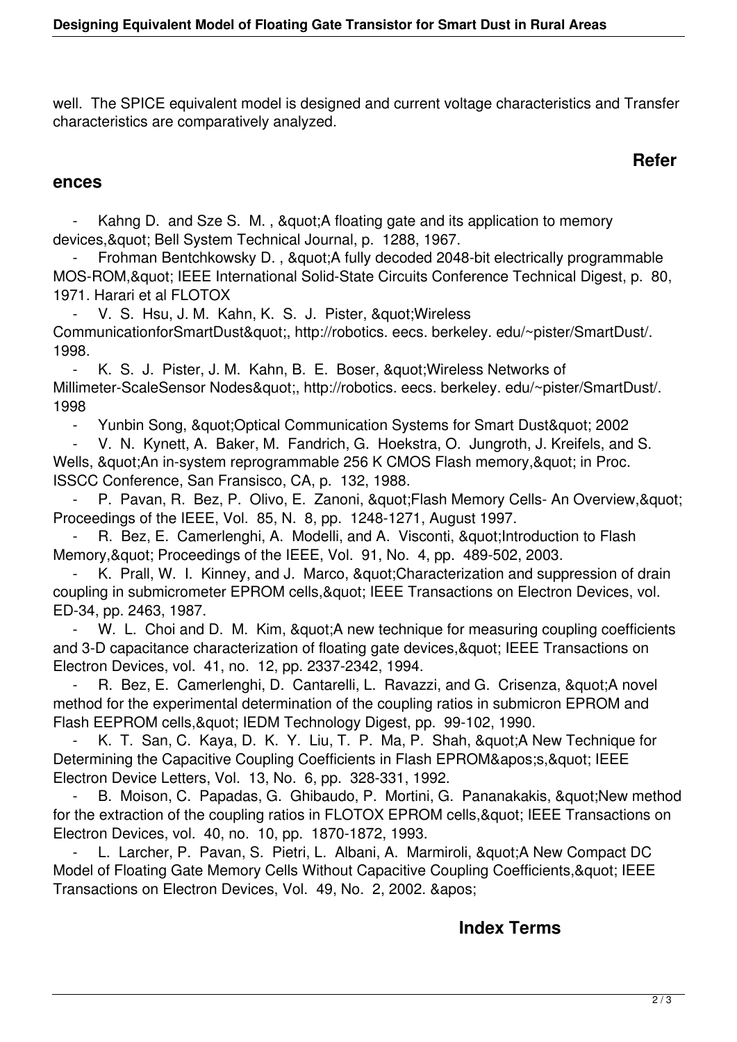well. The SPICE equivalent model is designed and current voltage characteristics and Transfer characteristics are comparatively analyzed.

## References

- Kahng D. and Sze S. M. , &quot;A floating gate and its application to memory devices,&quot; Bell System Technical Journal, p. 1288, 1967.
- Frohman Bentchkowsky D. , &quot;A fully decoded 2048-bit electrically programmable MOS-ROM,&quot; IEEE International Solid-State Circuits Conference Technical Digest, p. 80, 1971. Harari et al FLOTOX
- V. S. Hsu, J. M. Kahn, K. S. J. Pister, &quot;Wireless CommunicationforSmartDust&quot;, http://robotics. eecs. berkeley. edu/~pister/SmartDust/. 1998.
- K. S. J. Pister, J. M. Kahn, B. E. Boser, &quot;Wireless Networks of Millimeter-ScaleSensor Nodes&quot;, http://robotics. eecs. berkeley. edu/~pister/SmartDust/. 1998
- Yunbin Song, &quot;Optical Communication Systems for Smart Dust&quot; 2002
- V. N. Kynett, A. Baker, M. Fandrich, G. Hoekstra, O. Jungroth, J. Kreifels, and S. Wells, &quot;An in-system reprogrammable 256 K CMOS Flash memory,&quot; in Proc. ISSCC Conference, San Fransisco, CA, p. 132, 1988.
- P. Pavan, R. Bez, P. Olivo, E. Zanoni, &quot;Flash Memory Cells- An Overview,&quot; Proceedings of the IEEE, Vol. 85, N. 8, pp. 1248-1271, August 1997.
- R. Bez, E. Camerlenghi, A. Modelli, and A. Visconti, &quot;Introduction to Flash Memory,&quot; Proceedings of the IEEE, Vol. 91, No. 4, pp. 489-502, 2003.
- K. Prall, W. I. Kinney, and J. Marco, &quot;Characterization and suppression of drain coupling in submicrometer EPROM cells,&quot; IEEE Transactions on Electron Devices, vol. ED-34, pp. 2463, 1987.
- W. L. Choi and D. M. Kim, &quot;A new technique for measuring coupling coefficients and 3-D capacitance characterization of floating gate devices,&quot; IEEE Transactions on Electron Devices, vol. 41, no. 12, pp. 2337-2342, 1994.
- R. Bez, E. Camerlenghi, D. Cantarelli, L. Ravazzi, and G. Crisenza, &quot;A novel method for the experimental determination of the coupling ratios in submicron EPROM and Flash EEPROM cells,&quot; IEDM Technology Digest, pp. 99-102, 1990.
- K. T. San, C. Kaya, D. K. Y. Liu, T. P. Ma, P. Shah, &quot;A New Technique for Determining the Capacitive Coupling Coefficients in Flash EPROM&apos;s,&quot; IEEE Electron Device Letters, Vol. 13, No. 6, pp. 328-331, 1992.
- B. Moison, C. Papadas, G. Ghibaudo, P. Mortini, G. Pananakakis, &quot;New method for the extraction of the coupling ratios in FLOTOX EPROM cells,&quot; IEEE Transactions on Electron Devices, vol. 40, no. 10, pp. 1870-1872, 1993.
- L. Larcher, P. Pavan, S. Pietri, L. Albani, A. Marmiroli, &quot;A New Compact DC Model of Floating Gate Memory Cells Without Capacitive Coupling Coefficients,&quot; IEEE Transactions on Electron Devices, Vol. 49, No. 2, 2002. &apos;

## Index Terms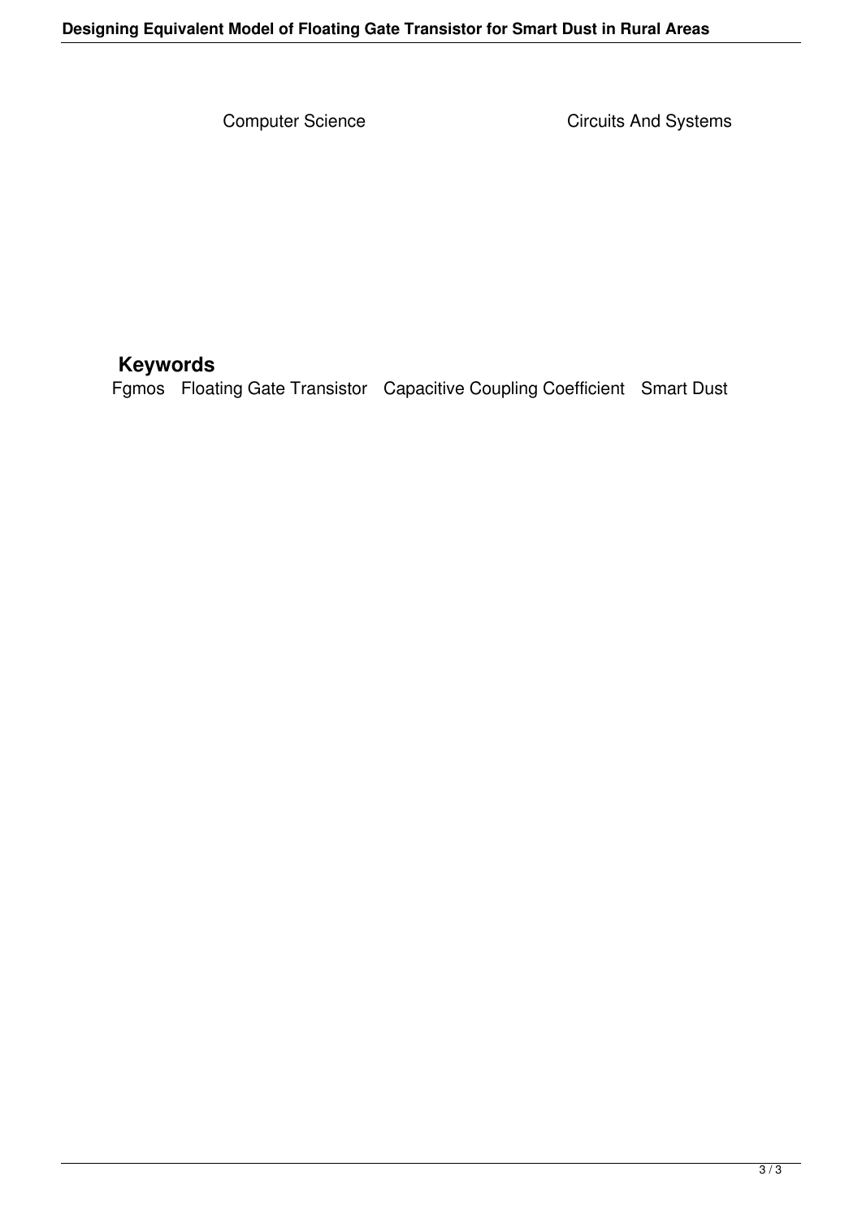Computer Science Circuits And Systems

## Keywords

Fgmos Floating Gate Transistor Capacitive Coupling Coefficient Smart Dust